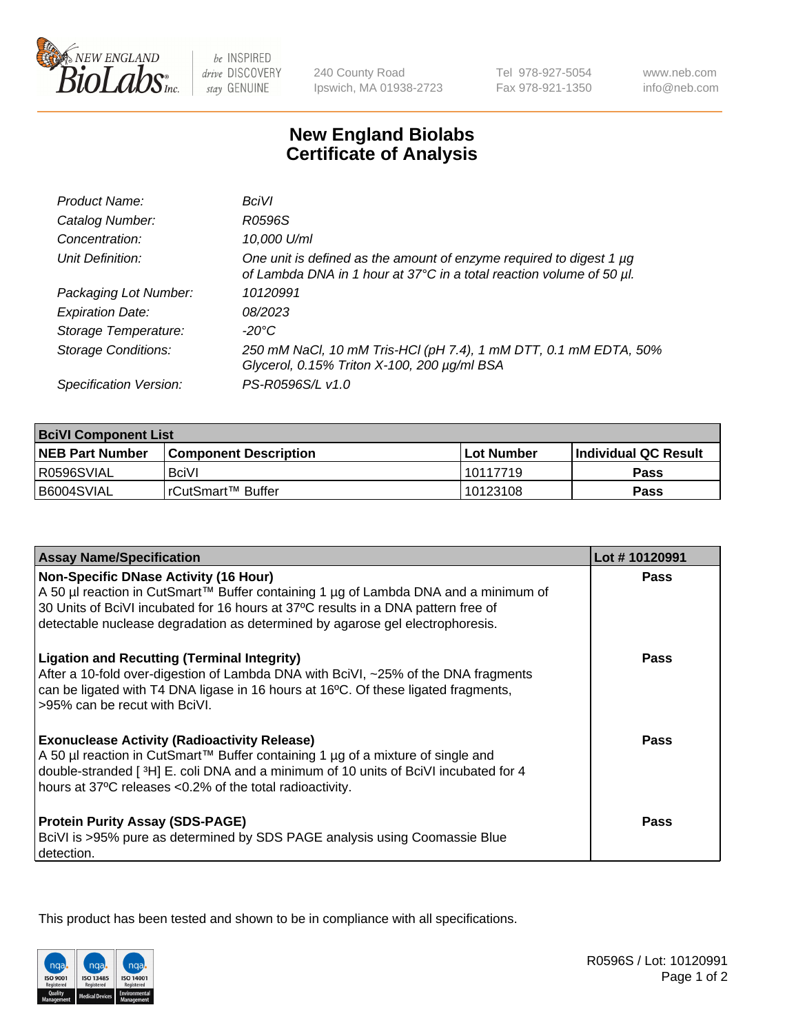# New England Biolabs Certificate of Analysis

| | |
|---|---|
| *Product Name:* | *BciVI* |
| *Catalog Number:* | *R0596S* |
| *Concentration:* | *10,000 U/ml* |
| *Unit Definition:* | *One unit is defined as the amount of enzyme required to digest 1 µg of Lambda DNA in 1 hour at 37°C in a total reaction volume of 50 µl.* |
| *Packaging Lot Number:* | *10120991* |
| *Expiration Date:* | *08/2023* |
| *Storage Temperature:* | *-20°C* |
| *Storage Conditions:* | *250 mM NaCl, 10 mM Tris-HCl (pH 7.4), 1 mM DTT, 0.1 mM EDTA, 50% Glycerol, 0.15% Triton X-100, 200 µg/ml BSA* |
| *Specification Version:* | *PS-R0596S/L v1.0* |

| **BciVI Component List** | | | |
|---|---|---|---|
| **NEB Part Number** | **Component Description** | **Lot Number** | **Individual QC Result** |
| R0596SVIAL | BciVI | 10117719 | **Pass** |
| B6004SVIAL | rCutSmart™ Buffer | 10123108 | **Pass** |

| **Assay Name/Specification** | **Lot # 10120991** |
|---|---|
| **Non-Specific DNase Activity (16 Hour)**<br>A 50 µl reaction in CutSmart™ Buffer containing 1 µg of Lambda DNA and a minimum of 30 Units of BciVI incubated for 16 hours at 37ºC results in a DNA pattern free of detectable nuclease degradation as determined by agarose gel electrophoresis. | **Pass** |
| **Ligation and Recutting (Terminal Integrity)**<br>After a 10-fold over-digestion of Lambda DNA with BciVI, ~25% of the DNA fragments can be ligated with T4 DNA ligase in 16 hours at 16ºC. Of these ligated fragments, >95% can be recut with BciVI. | **Pass** |
| **Exonuclease Activity (Radioactivity Release)**<br>A 50 µl reaction in CutSmart™ Buffer containing 1 µg of a mixture of single and double-stranded [ $^3$H] E. coli DNA and a minimum of 10 units of BciVI incubated for 4 hours at 37ºC releases <0.2% of the total radioactivity. | **Pass** |
| **Protein Purity Assay (SDS-PAGE)**<br>BciVI is >95% pure as determined by SDS PAGE analysis using Coomassie Blue detection. | **Pass** |

This product has been tested and shown to be in compliance with all specifications.

R0596S / Lot: 10120991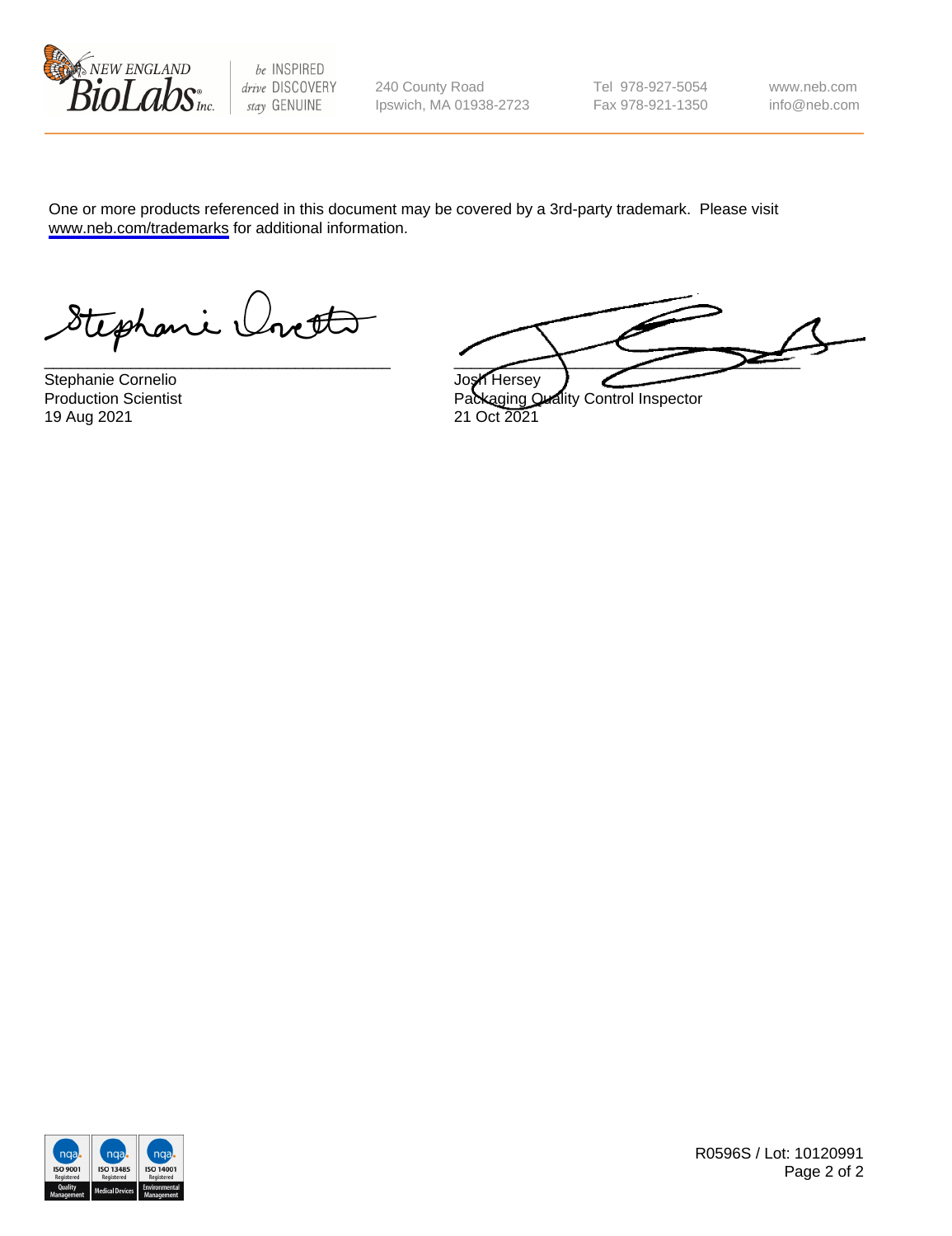One or more products referenced in this document may be covered by a 3rd-party trademark. Please visit www.neb.com/trademarks for additional information.

Stephanie Cornelio
Production Scientist
19 Aug 2021

Josh Hersey
Packaging Quality Control Inspector
21 Oct 2021

R0596S / Lot: 10120991